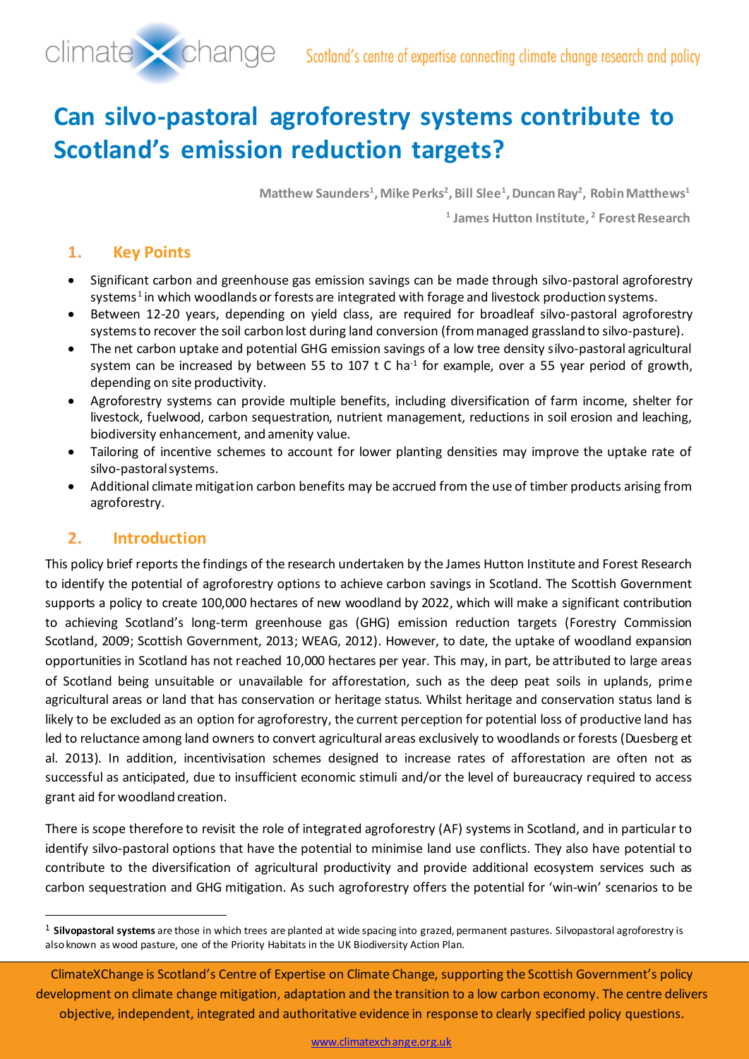# Can silvo-pastoral agroforestry systems contribute to Scotland's emission reduction targets?

**Matthew Saunders[1], Mike Perks[2], Bill Slee[1], Duncan Ray[2], Robin Matthews[1]**

[1] **James Hutton Institute,** [2] **Forest Research**

## 1. Key Points

- Significant carbon and greenhouse gas emission savings can be made through silvo-pastoral agroforestry systems[1] in which woodlands or forests are integrated with forage and livestock production systems.
- Between 12-20 years, depending on yield class, are required for broadleaf silvo-pastoral agroforestry systems to recover the soil carbon lost during land conversion (from managed grassland to silvo-pasture).
- The net carbon uptake and potential GHG emission savings of a low tree density silvo-pastoral agricultural system can be increased by between 55 to 107 t C $ha^{-1}$ for example, over a 55 year period of growth, depending on site productivity.
- Agroforestry systems can provide multiple benefits, including diversification of farm income, shelter for livestock, fuelwood, carbon sequestration, nutrient management, reductions in soil erosion and leaching, biodiversity enhancement, and amenity value.
- Tailoring of incentive schemes to account for lower planting densities may improve the uptake rate of silvo-pastoral systems.
- Additional climate mitigation carbon benefits may be accrued from the use of timber products arising from agroforestry.

## 2. Introduction

This policy brief reports the findings of the research undertaken by the James Hutton Institute and Forest Research to identify the potential of agroforestry options to achieve carbon savings in Scotland. The Scottish Government supports a policy to create 100,000 hectares of new woodland by 2022, which will make a significant contribution to achieving Scotland's long-term greenhouse gas (GHG) emission reduction targets (Forestry Commission Scotland, 2009; Scottish Government, 2013; WEAG, 2012). However, to date, the uptake of woodland expansion opportunities in Scotland has not reached 10,000 hectares per year. This may, in part, be attributed to large areas of Scotland being unsuitable or unavailable for afforestation, such as the deep peat soils in uplands, prime agricultural areas or land that has conservation or heritage status. Whilst heritage and conservation status land is likely to be excluded as an option for agroforestry, the current perception for potential loss of productive land has led to reluctance among land owners to convert agricultural areas exclusively to woodlands or forests (Duesberg et al. 2013). In addition, incentivisation schemes designed to increase rates of afforestation are often not as successful as anticipated, due to insufficient economic stimuli and/or the level of bureaucracy required to access grant aid for woodland creation.

There is scope therefore to revisit the role of integrated agroforestry (AF) systems in Scotland, and in particular to identify silvo-pastoral options that have the potential to minimise land use conflicts. They also have potential to contribute to the diversification of agricultural productivity and provide additional ecosystem services such as carbon sequestration and GHG mitigation. As such agroforestry offers the potential for 'win-win' scenarios to be

[1] **Silvopastoral systems** are those in which trees are planted at wide spacing into grazed, permanent pastures. Silvopastoral agroforestry is also known as wood pasture, one of the Priority Habitats in the UK Biodiversity Action Plan.

ClimateXChange is Scotland's Centre of Expertise on Climate Change, supporting the Scottish Government's policy development on climate change mitigation, adaptation and the transition to a low carbon economy. The centre delivers objective, independent, integrated and authoritative evidence in response to clearly specified policy questions.

www.climatexchange.org.uk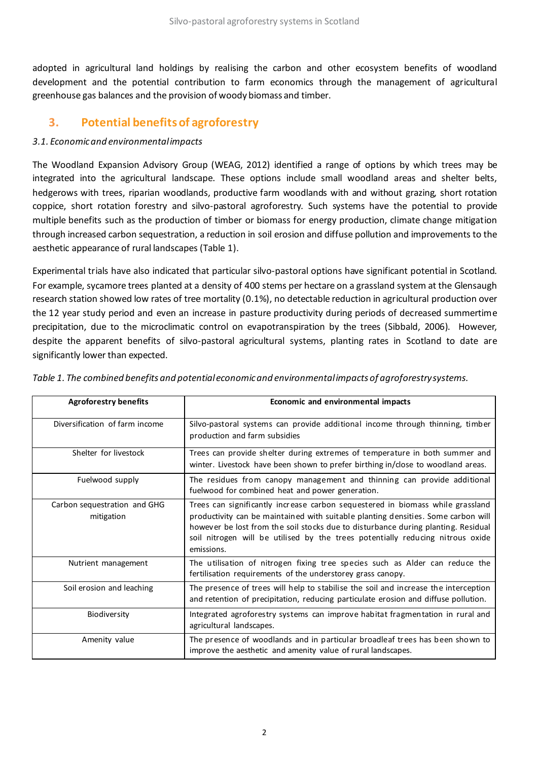adopted in agricultural land holdings by realising the carbon and other ecosystem benefits of woodland development and the potential contribution to farm economics through the management of agricultural greenhouse gas balances and the provision of woody biomass and timber.

## 3. Potential benefits of agroforestry

### *3.1. Economic and environmental impacts*

The Woodland Expansion Advisory Group (WEAG, 2012) identified a range of options by which trees may be integrated into the agricultural landscape. These options include small woodland areas and shelter belts, hedgerows with trees, riparian woodlands, productive farm woodlands with and without grazing, short rotation coppice, short rotation forestry and silvo-pastoral agroforestry. Such systems have the potential to provide multiple benefits such as the production of timber or biomass for energy production, climate change mitigation through increased carbon sequestration, a reduction in soil erosion and diffuse pollution and improvements to the aesthetic appearance of rural landscapes (Table 1).

Experimental trials have also indicated that particular silvo-pastoral options have significant potential in Scotland. For example, sycamore trees planted at a density of 400 stems per hectare on a grassland system at the Glensaugh research station showed low rates of tree mortality (0.1%), no detectable reduction in agricultural production over the 12 year study period and even an increase in pasture productivity during periods of decreased summertime precipitation, due to the microclimatic control on evapotranspiration by the trees (Sibbald, 2006). However, despite the apparent benefits of silvo-pastoral agricultural systems, planting rates in Scotland to date are significantly lower than expected.

*Table 1. The combined benefits and potential economic and environmental impacts of agroforestry systems.*

| Agroforestry benefits | Economic and environmental impacts |
|---|---|
| Diversification of farm income | Silvo-pastoral systems can provide additional income through thinning, timber production and farm subsidies |
| Shelter for livestock | Trees can provide shelter during extremes of temperature in both summer and winter. Livestock have been shown to prefer birthing in/close to woodland areas. |
| Fuelwood supply | The residues from canopy management and thinning can provide additional fuelwood for combined heat and power generation. |
| Carbon sequestration and GHG mitigation | Trees can significantly increase carbon sequestered in biomass while grassland productivity can be maintained with suitable planting densities. Some carbon will however be lost from the soil stocks due to disturbance during planting. Residual soil nitrogen will be utilised by the trees potentially reducing nitrous oxide emissions. |
| Nutrient management | The utilisation of nitrogen fixing tree species such as Alder can reduce the fertilisation requirements of the understorey grass canopy. |
| Soil erosion and leaching | The presence of trees will help to stabilise the soil and increase the interception and retention of precipitation, reducing particulate erosion and diffuse pollution. |
| Biodiversity | Integrated agroforestry systems can improve habitat fragmentation in rural and agricultural landscapes. |
| Amenity value | The presence of woodlands and in particular broadleaf trees has been shown to improve the aesthetic and amenity value of rural landscapes. |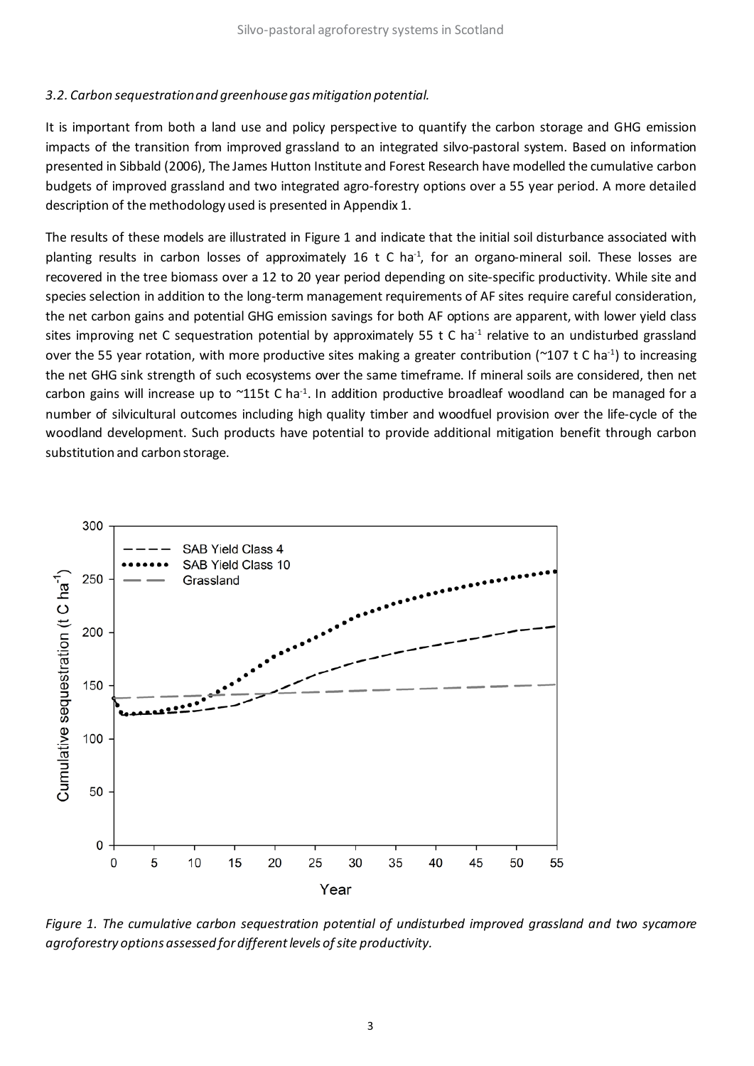### *3.2. Carbon sequestration and greenhouse gas mitigation potential.*

It is important from both a land use and policy perspective to quantify the carbon storage and GHG emission impacts of the transition from improved grassland to an integrated silvo-pastoral system. Based on information presented in Sibbald (2006), The James Hutton Institute and Forest Research have modelled the cumulative carbon budgets of improved grassland and two integrated agro-forestry options over a 55 year period. A more detailed description of the methodology used is presented in Appendix 1.

The results of these models are illustrated in Figure 1 and indicate that the initial soil disturbance associated with planting results in carbon losses of approximately 16 t C ha$^{-1}$, for an organo-mineral soil. These losses are recovered in the tree biomass over a 12 to 20 year period depending on site-specific productivity. While site and species selection in addition to the long-term management requirements of AF sites require careful consideration, the net carbon gains and potential GHG emission savings for both AF options are apparent, with lower yield class sites improving net C sequestration potential by approximately 55 t C ha$^{-1}$ relative to an undisturbed grassland over the 55 year rotation, with more productive sites making a greater contribution (~107 t C ha$^{-1}$) to increasing the net GHG sink strength of such ecosystems over the same timeframe. If mineral soils are considered, then net carbon gains will increase up to ~115t C ha$^{-1}$. In addition productive broadleaf woodland can be managed for a number of silvicultural outcomes including high quality timber and woodfuel provision over the life-cycle of the woodland development. Such products have potential to provide additional mitigation benefit through carbon substitution and carbon storage.

*Figure 1. The cumulative carbon sequestration potential of undisturbed improved grassland and two sycamore agroforestry options assessed for different levels of site productivity.*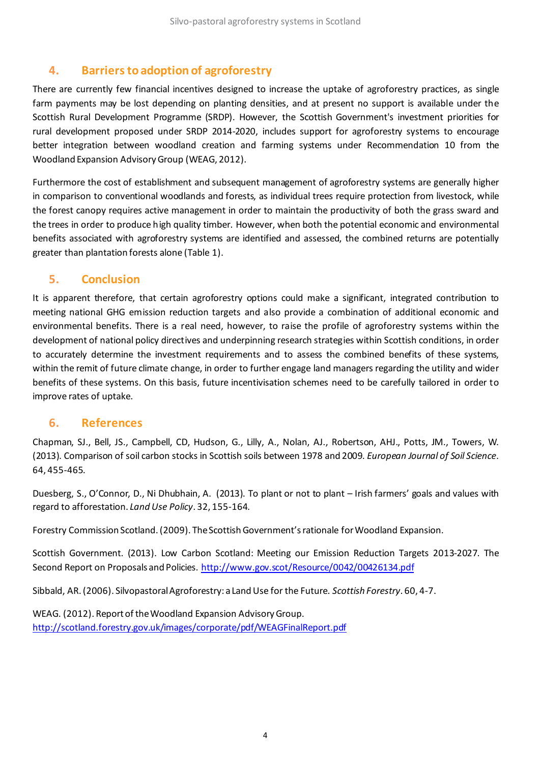## 4. Barriers to adoption of agroforestry

There are currently few financial incentives designed to increase the uptake of agroforestry practices, as single farm payments may be lost depending on planting densities, and at present no support is available under the Scottish Rural Development Programme (SRDP). However, the Scottish Government's investment priorities for rural development proposed under SRDP 2014-2020, includes support for agroforestry systems to encourage better integration between woodland creation and farming systems under Recommendation 10 from the Woodland Expansion Advisory Group (WEAG, 2012).

Furthermore the cost of establishment and subsequent management of agroforestry systems are generally higher in comparison to conventional woodlands and forests, as individual trees require protection from livestock, while the forest canopy requires active management in order to maintain the productivity of both the grass sward and the trees in order to produce high quality timber. However, when both the potential economic and environmental benefits associated with agroforestry systems are identified and assessed, the combined returns are potentially greater than plantation forests alone (Table 1).

## 5. Conclusion

It is apparent therefore, that certain agroforestry options could make a significant, integrated contribution to meeting national GHG emission reduction targets and also provide a combination of additional economic and environmental benefits. There is a real need, however, to raise the profile of agroforestry systems within the development of national policy directives and underpinning research strategies within Scottish conditions, in order to accurately determine the investment requirements and to assess the combined benefits of these systems, within the remit of future climate change, in order to further engage land managers regarding the utility and wider benefits of these systems. On this basis, future incentivisation schemes need to be carefully tailored in order to improve rates of uptake.

## 6. References

Chapman, SJ., Bell, JS., Campbell, CD, Hudson, G., Lilly, A., Nolan, AJ., Robertson, AHJ., Potts, JM., Towers, W. (2013). Comparison of soil carbon stocks in Scottish soils between 1978 and 2009. *European Journal of Soil Science*. 64, 455-465.

Duesberg, S., O'Connor, D., Ni Dhubhain, A. (2013). To plant or not to plant – Irish farmers' goals and values with regard to afforestation. *Land Use Policy*. 32, 155-164.

Forestry Commission Scotland. (2009). The Scottish Government's rationale for Woodland Expansion.

Scottish Government. (2013). Low Carbon Scotland: Meeting our Emission Reduction Targets 2013-2027. The Second Report on Proposals and Policies. http://www.gov.scot/Resource/0042/00426134.pdf

Sibbald, AR. (2006). Silvopastoral Agroforestry: a Land Use for the Future. *Scottish Forestry*. 60, 4-7.

WEAG. (2012). Report of the Woodland Expansion Advisory Group. http://scotland.forestry.gov.uk/images/corporate/pdf/WEAGFinalReport.pdf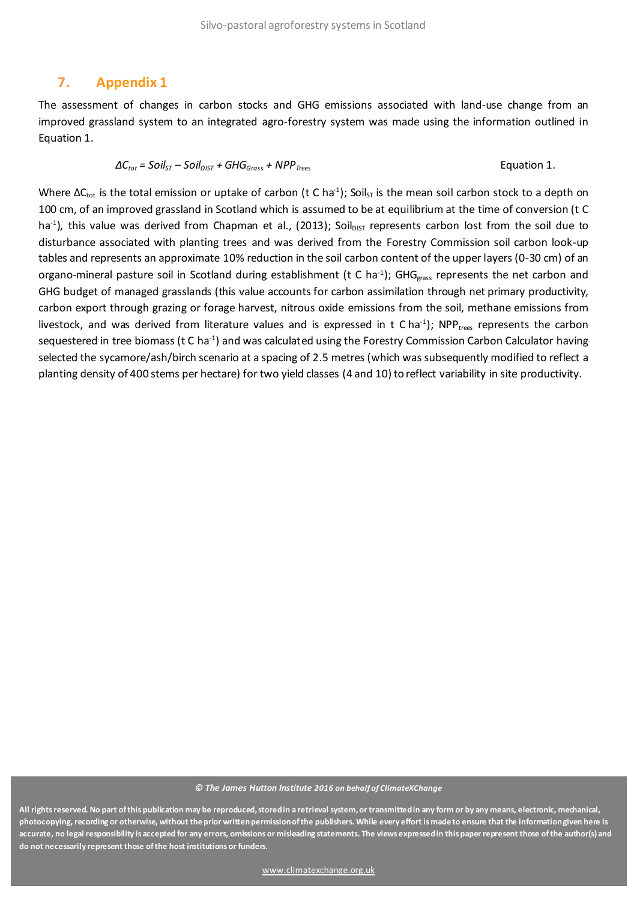## 7. Appendix 1

The assessment of changes in carbon stocks and GHG emissions associated with land-use change from an improved grassland system to an integrated agro-forestry system was made using the information outlined in Equation 1.

$$\Delta C_{tot} = Soil_{ST} - Soil_{DIST} + GHG_{Grass} + NPP_{Trees} \qquad \text{Equation 1.}$$

Where $\Delta C_{tot}$ is the total emission or uptake of carbon (t C ha$^{-1}$); $Soil_{ST}$ is the mean soil carbon stock to a depth on 100 cm, of an improved grassland in Scotland which is assumed to be at equilibrium at the time of conversion (t C ha$^{-1}$), this value was derived from Chapman et al., (2013); $Soil_{DIST}$ represents carbon lost from the soil due to disturbance associated with planting trees and was derived from the Forestry Commission soil carbon look-up tables and represents an approximate 10% reduction in the soil carbon content of the upper layers (0-30 cm) of an organo-mineral pasture soil in Scotland during establishment (t C ha$^{-1}$); $GHG_{grass}$ represents the net carbon and GHG budget of managed grasslands (this value accounts for carbon assimilation through net primary productivity, carbon export through grazing or forage harvest, nitrous oxide emissions from the soil, methane emissions from livestock, and was derived from literature values and is expressed in t C ha$^{-1}$); $NPP_{trees}$ represents the carbon sequestered in tree biomass (t C ha$^{-1}$) and was calculated using the Forestry Commission Carbon Calculator having selected the sycamore/ash/birch scenario at a spacing of 2.5 metres (which was subsequently modified to reflect a planting density of 400 stems per hectare) for two yield classes (4 and 10) to reflect variability in site productivity.

***© The James Hutton Institute 2016** on behalf of ClimateXChange*

**All rights reserved. No part of this publication may be reproduced, stored in a retrieval system, or transmitted in any form or by any means, electronic, mechanical, photocopying, recording or otherwise, without the prior written permission of the publishers. While every effort is made to ensure that the information given here is accurate, no legal responsibility is accepted for any errors, omissions or misleading statements. The views expressed in this paper represent those of the author(s) and do not necessarily represent those of the host institutions or funders.**

www.climatexchange.org.uk